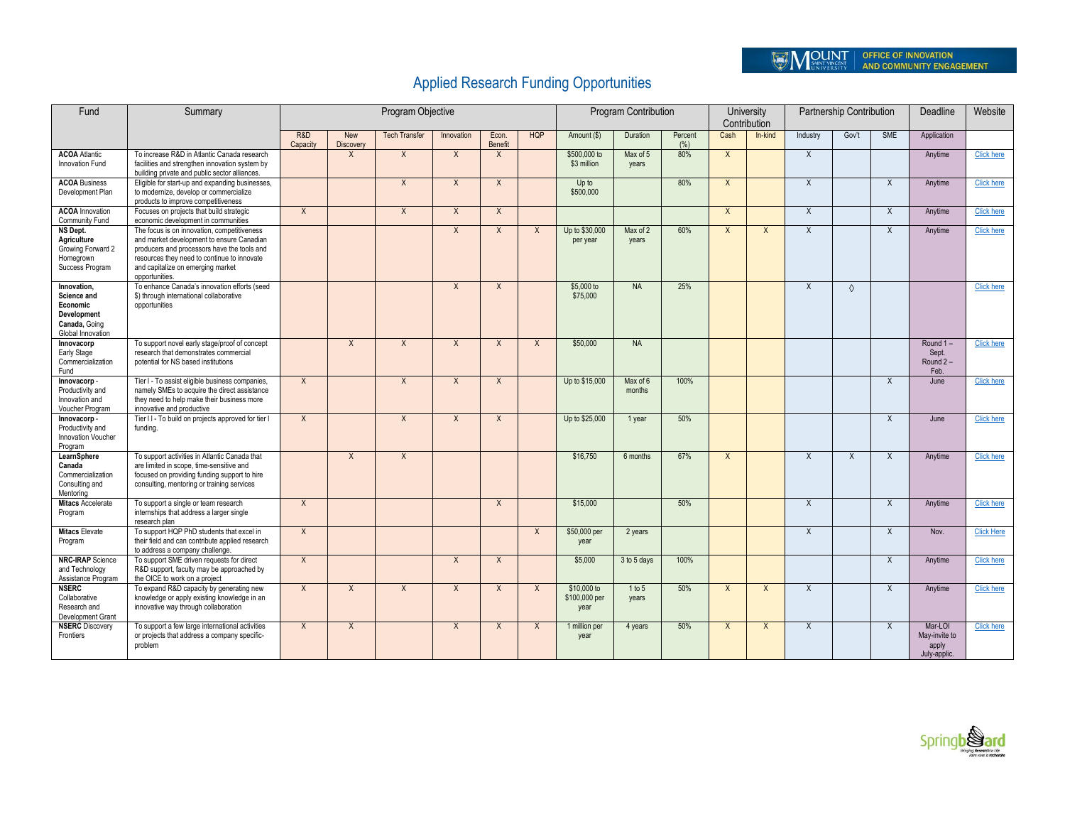# Applied Research Funding Opportunities

| Fund | Summary | Program Objective | | | | | | Program Contribution | | | University Contribution | | Partnership Contribution | | | Deadline | Website |
|---|---|---|---|---|---|---|---|---|---|---|---|---|---|---|---|---|---|
| | | R&D Capacity | New Discovery | Tech Transfer | Innovation | Econ. Benefit | HQP | Amount ($) | Duration | Percent (%) | Cash | In-kind | Industry | Gov't | SME | Application | |
| **ACOA** Atlantic Innovation Fund | To increase R&D in Atlantic Canada research facilities and strengthen innovation system by building private and public sector alliances. | | X | X | X | X | | $500,000 to $3 million | Max of 5 years | 80% | X | | X | | | Anytime | Click here |
| **ACOA** Business Development Plan | Eligible for start-up and expanding businesses, to modernize, develop or commercialize products to improve competitiveness | | | X | X | X | | Up to $500,000 | | 80% | X | | X | | X | Anytime | Click here |
| **ACOA** Innovation Community Fund | Focuses on projects that build strategic economic development in communities | X | | X | X | X | | | | | X | | X | | X | Anytime | Click here |
| **NS Dept. Agriculture** Growing Forward 2 Homegrown Success Program | The focus is on innovation, competitiveness and market development to ensure Canadian producers and processors have the tools and resources they need to continue to innovate and capitalize on emerging market opportunities. | | | | X | X | X | Up to $30,000 per year | Max of 2 years | 60% | X | X | X | | X | Anytime | Click here |
| **Innovation, Science and Economic Development Canada,** Going Global Innovation | To enhance Canada's innovation efforts (seed $) through international collaborative opportunities | | | | X | X | | $5,000 to $75,000 | NA | 25% | | | X | ◊ | | | Click here |
| **Innovacorp** Early Stage Commercialization Fund | To support novel early stage/proof of concept research that demonstrates commercial potential for NS based institutions | | X | X | X | X | X | $50,000 | NA | | | | | | | Round 1 – Sept. Round 2 – Feb. | Click here |
| **Innovacorp** - Productivity and Innovation and Voucher Program | Tier I - To assist eligible business companies, namely SMEs to acquire the direct assistance they need to help make their business more innovative and productive | X | | X | X | X | | Up to $15,000 | Max of 6 months | 100% | | | | | X | June | Click here |
| **Innovacorp** - Productivity and Innovation Voucher Program | Tier I I - To build on projects approved for tier I funding. | X | | X | X | X | | Up to $25,000 | 1 year | 50% | | | | | X | June | Click here |
| **LearnSphere Canada** Commercialization Consulting and Mentoring | To support activities in Atlantic Canada that are limited in scope, time-sensitive and focused on providing funding support to hire consulting, mentoring or training services | | X | X | | | | $16,750 | 6 months | 67% | X | | X | X | X | Anytime | Click here |
| **Mitacs** Accelerate Program | To support a single or team research internships that address a larger single research plan | X | | | | X | | $15,000 | | 50% | | | X | | X | Anytime | Click here |
| **Mitacs** Elevate Program | To support HQP PhD students that excel in their field and can contribute applied research to address a company challenge. | X | | | | | X | $50,000 per year | 2 years | | | | X | | X | Nov. | Click Here |
| **NRC-IRAP** Science and Technology Assistance Program | To support SME driven requests for direct R&D support, faculty may be approached by the OICE to work on a project | X | | | X | X | | $5,000 | 3 to 5 days | 100% | | | | | X | Anytime | Click here |
| **NSERC** Collaborative Research and Development Grant | To expand R&D capacity by generating new knowledge or apply existing knowledge in an innovative way through collaboration | X | X | X | X | X | X | $10,000 to $100,000 per year | 1 to 5 years | 50% | X | X | X | | X | Anytime | Click here |
| **NSERC** Discovery Frontiers | To support a few large international activities or projects that address a company specific-problem | X | X | | X | X | X | 1 million per year | 4 years | 50% | X | X | X | | X | Mar-LOI May-invite to apply July-applic. | Click here |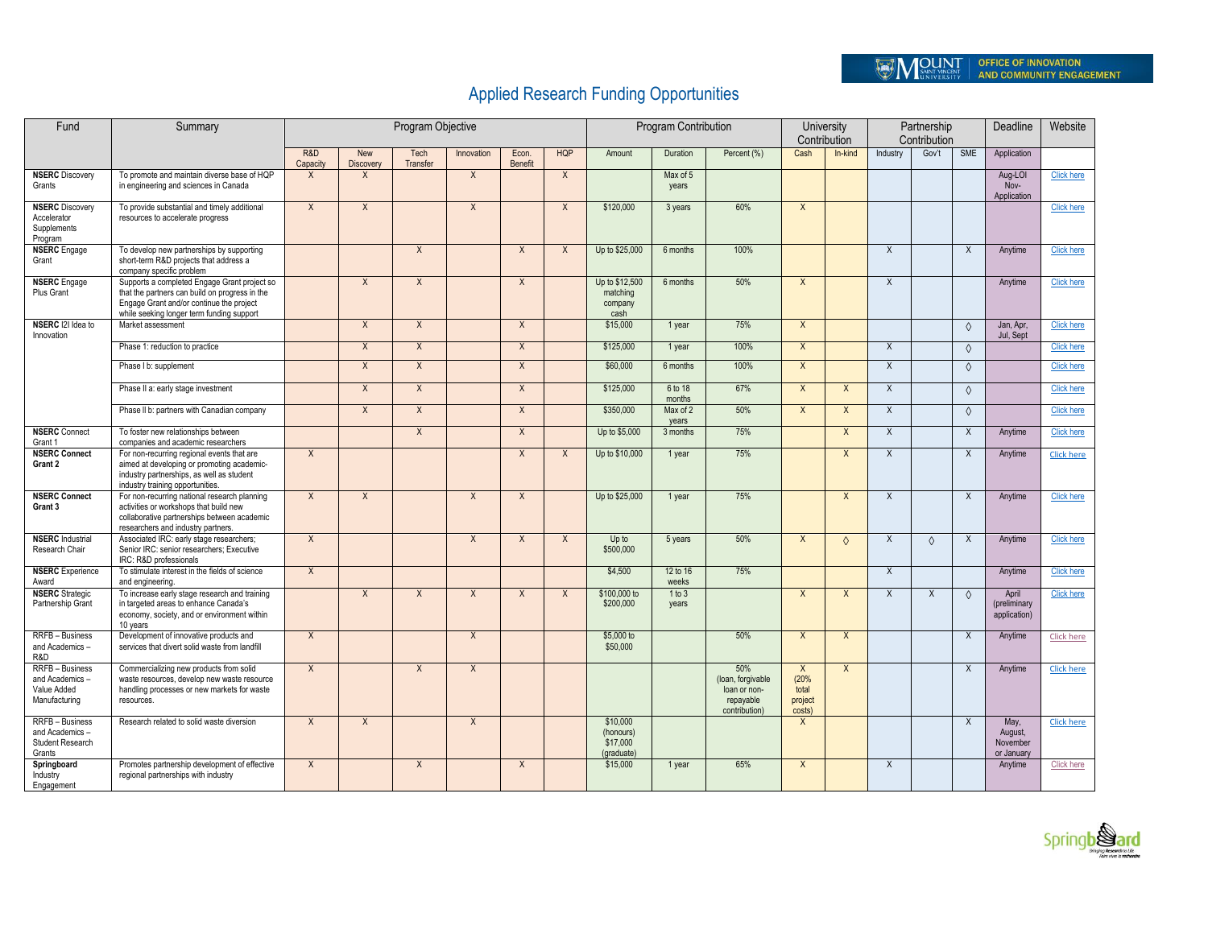# Applied Research Funding Opportunities

| Fund | Summary | Program Objective | | | | | | Program Contribution | | | University Contribution | | Partnership Contribution | | | Deadline | Website |
|---|---|---|---|---|---|---|---|---|---|---|---|---|---|---|---|---|---|
| | | R&D Capacity | New Discovery | Tech Transfer | Innovation | Econ. Benefit | HQP | Amount | Duration | Percent (%) | Cash | In-kind | Industry | Gov't | SME | Application | |
| **NSERC** Discovery Grants | To promote and maintain diverse base of HQP in engineering and sciences in Canada | X | X | | X | | X | | Max of 5 years | | | | | | | Aug-LOI Nov-Application | Click here |
| **NSERC** Discovery Accelerator Supplements Program | To provide substantial and timely additional resources to accelerate progress | X | X | | X | | X | $120,000 | 3 years | 60% | X | | | | | | Click here |
| **NSERC** Engage Grant | To develop new partnerships by supporting short-term R&D projects that address a company specific problem | | | X | | X | X | Up to $25,000 | 6 months | 100% | | | X | | X | Anytime | Click here |
| **NSERC** Engage Plus Grant | Supports a completed Engage Grant project so that the partners can build on progress in the Engage Grant and/or continue the project while seeking longer term funding support | | X | X | | X | | Up to $12,500 matching company cash | 6 months | 50% | X | | X | | | Anytime | Click here |
| **NSERC** I2I Idea to Innovation | Market assessment | | X | X | | X | | $15,000 | 1 year | 75% | X | | | | ◊ | Jan, Apr, Jul, Sept | Click here |
| | Phase 1: reduction to practice | | X | X | | X | | $125,000 | 1 year | 100% | X | | X | | ◊ | | Click here |
| | Phase I b: supplement | | X | X | | X | | $60,000 | 6 months | 100% | X | | X | | ◊ | | Click here |
| | Phase II a: early stage investment | | X | X | | X | | $125,000 | 6 to 18 months | 67% | X | X | X | | ◊ | | Click here |
| | Phase II b: partners with Canadian company | | X | X | | X | | $350,000 | Max of 2 years | 50% | X | X | X | | ◊ | | Click here |
| **NSERC** Connect Grant 1 | To foster new relationships between companies and academic researchers | | | X | | X | | Up to $5,000 | 3 months | 75% | | X | X | | X | Anytime | Click here |
| **NSERC Connect Grant 2** | For non-recurring regional events that are aimed at developing or promoting academic-industry partnerships, as well as student industry training opportunities. | X | | | | X | X | Up to $10,000 | 1 year | 75% | | X | X | | X | Anytime | Click here |
| **NSERC Connect Grant 3** | For non-recurring national research planning activities or workshops that build new collaborative partnerships between academic researchers and industry partners. | X | X | | X | X | | Up to $25,000 | 1 year | 75% | | X | X | | X | Anytime | Click here |
| **NSERC** Industrial Research Chair | Associated IRC: early stage researchers; Senior IRC: senior researchers; Executive IRC: R&D professionals | X | | | X | X | X | Up to $500,000 | 5 years | 50% | X | ◊ | X | ◊ | X | Anytime | Click here |
| **NSERC** Experience Award | To stimulate interest in the fields of science and engineering. | X | | | | | | $4,500 | 12 to 16 weeks | 75% | | | X | | | Anytime | Click here |
| **NSERC** Strategic Partnership Grant | To increase early stage research and training in targeted areas to enhance Canada's economy, society, and or environment within 10 years | | X | X | X | X | X | $100,000 to $200,000 | 1 to 3 years | | X | X | X | X | ◊ | April (preliminary application) | Click here |
| RRFB – Business and Academics – R&D | Development of innovative products and services that divert solid waste from landfill | X | | | X | | | $5,000 to $50,000 | | 50% | X | X | | | X | Anytime | Click here |
| RRFB – Business and Academics – Value Added Manufacturing | Commercializing new products from solid waste resources, develop new waste resource handling processes or new markets for waste resources. | X | | X | X | | | | | 50% (loan, forgivable loan or non-repayable contribution) | X (20% total project costs) | X | | | X | Anytime | Click here |
| RRFB – Business and Academics – Student Research Grants | Research related to solid waste diversion | X | X | | X | | | $10,000 (honours) $17,000 (graduate) | | | X | | | | X | May, August, November or January | Click here |
| **Springboard** Industry Engagement | Promotes partnership development of effective regional partnerships with industry | X | | X | | X | | $15,000 | 1 year | 65% | X | | X | | | Anytime | Click here |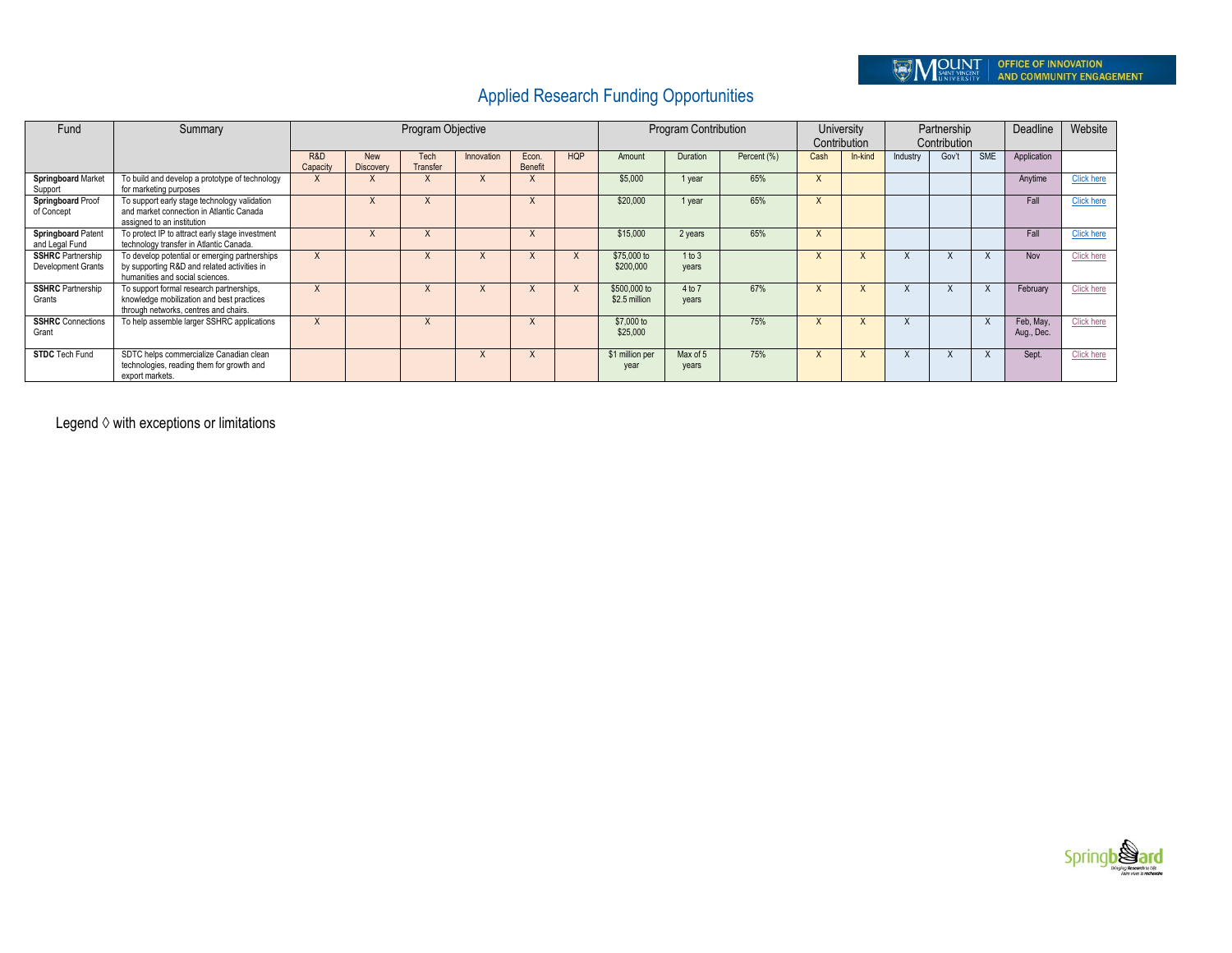# Applied Research Funding Opportunities

| Fund | Summary | Program Objective | | | | | | Program Contribution | | | University Contribution | | Partnership Contribution | | | Deadline | Website |
|---|---|---|---|---|---|---|---|---|---|---|---|---|---|---|---|---|---|
| | | R&D Capacity | New Discovery | Tech Transfer | Innovation | Econ. Benefit | HQP | Amount | Duration | Percent (%) | Cash | In-kind | Industry | Gov't | SME | Application | |
| **Springboard** Market Support | To build and develop a prototype of technology for marketing purposes | X | X | X | X | X | | $5,000 | 1 year | 65% | X | | | | | Anytime | Click here |
| **Springboard** Proof of Concept | To support early stage technology validation and market connection in Atlantic Canada assigned to an institution | | X | X | | X | | $20,000 | 1 year | 65% | X | | | | | Fall | Click here |
| **Springboard** Patent and Legal Fund | To protect IP to attract early stage investment technology transfer in Atlantic Canada. | | X | X | | X | | $15,000 | 2 years | 65% | X | | | | | Fall | Click here |
| **SSHRC** Partnership Development Grants | To develop potential or emerging partnerships by supporting R&D and related activities in humanities and social sciences. | X | | X | X | X | X | $75,000 to $200,000 | 1 to 3 years | | X | X | X | X | X | Nov | Click here |
| **SSHRC** Partnership Grants | To support formal research partnerships, knowledge mobilization and best practices through networks, centres and chairs. | X | | X | X | X | X | $500,000 to $2.5 million | 4 to 7 years | 67% | X | X | X | X | X | February | Click here |
| **SSHRC** Connections Grant | To help assemble larger SSHRC applications | X | | X | | X | | $7,000 to $25,000 | | 75% | X | X | X | | X | Feb, May, Aug., Dec. | Click here |
| **STDC** Tech Fund | SDTC helps commercialize Canadian clean technologies, reading them for growth and export markets. | | | | X | X | | $1 million per year | Max of 5 years | 75% | X | X | X | X | X | Sept. | Click here |

Legend ◊ with exceptions or limitations